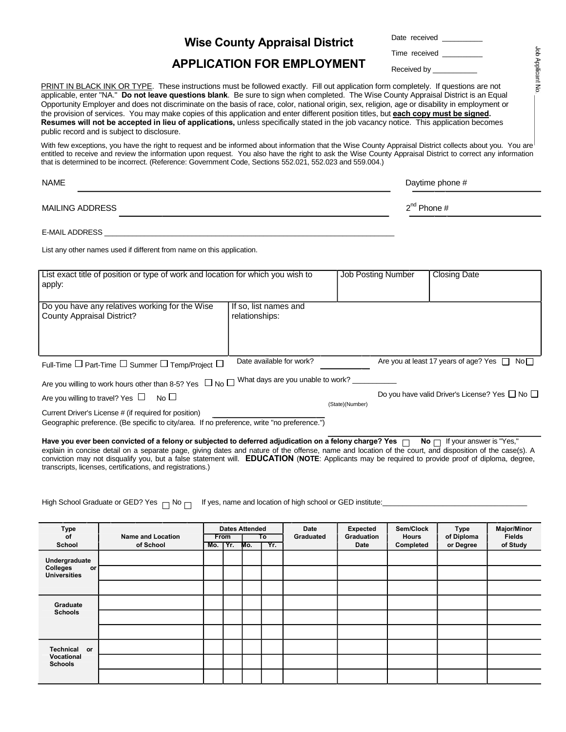# Wise County Appraisal District

## APPLICATION FOR EMPLOYMENT

Date received __________

Time received __________

Received by ___________

Job Applicant No. ________

PRINT IN BLACK INK OR TYPE. These instructions must be followed exactly. Fill out application form completely. If questions are not applicable, enter "NA." **Do not leave questions blank**. Be sure to sign when completed. The Wise County Appraisal District is an Equal Opportunity Employer and does not discriminate on the basis of race, color, national origin, sex, religion, age or disability in employment or the provision of services. You may make copies of this application and enter different position titles, but **each copy must be signed. Resumes will not be accepted in lieu of applications,** unless specifically stated in the job vacancy notice. This application becomes public record and is subject to disclosure.

With few exceptions, you have the right to request and be informed about information that the Wise County Appraisal District collects about you. You are entitled to receive and review the information upon request. You also have the right to ask the Wise County Appraisal District to correct any information that is determined to be incorrect. (Reference: Government Code, Sections 552.021, 552.023 and 559.004.)

NAME ______________________________ Daytime phone # ______________

MAILING ADDRESS ______________________________ 2nd Phone # ______________

E-MAIL ADDRESS ______________________________

List any other names used if different from name on this application.

| List exact title of position or type of work and location for which you wish to apply: | Job Posting Number | Closing Date |
|---|---|---|
| | | |

| Do you have any relatives working for the Wise County Appraisal District? | If so, list names and relationships: |
|---|---|
| | |

Full-Time ☐ Part-Time ☐ Summer ☐ Temp/Project ☐ Date available for work? __________ Are you at least 17 years of age? Yes ☐ No ☐

Are you willing to work hours other than 8-5? Yes ☐ No ☐ What days are you unable to work? ___________

Are you willing to travel? Yes ☐ No ☐ Do you have valid Driver's License? Yes ☐ No ☐

Current Driver's License # (if required for position) ______________________ (State)(Number)

Geographic preference. (Be specific to city/area. If no preference, write "no preference.") ______________________

**Have you ever been convicted of a felony or subjected to deferred adjudication on a felony charge? Yes** ☐ **No** ☐ If your answer is "Yes," explain in concise detail on a separate page, giving dates and nature of the offense, name and location of the court, and disposition of the case(s). A conviction may not disqualify you, but a false statement will.

**EDUCATION** (**NOTE**: Applicants may be required to provide proof of diploma, degree, transcripts, licenses, certifications, and registrations.)

High School Graduate or GED? Yes ☐ No ☐ If yes, name and location of high school or GED institute: ______________________

| Type of School | Name and Location of School | Dates Attended From Mo. | Dates Attended From Yr. | Dates Attended To Mo. | Dates Attended To Yr. | Date Graduated | Expected Graduation Date | Sem/Clock Hours Completed | Type of Diploma or Degree | Major/Minor Fields of Study |
|---|---|---|---|---|---|---|---|---|---|---|
| Undergraduate Colleges or Universities | | | | | | | | | | |
| | | | | | | | | | | |
| | | | | | | | | | | |
| Graduate Schools | | | | | | | | | | |
| | | | | | | | | | | |
| | | | | | | | | | | |
| Technical or Vocational Schools | | | | | | | | | | |
| | | | | | | | | | | |
| | | | | | | | | | | |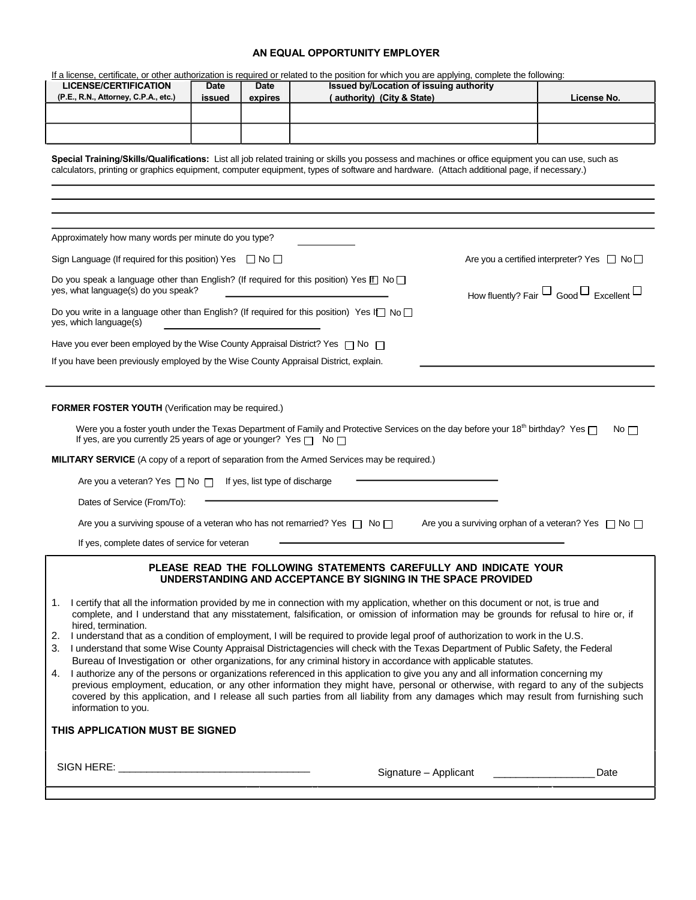## AN EQUAL OPPORTUNITY EMPLOYER

If a license, certificate, or other authorization is required or related to the position for which you are applying, complete the following:

| LICENSE/CERTIFICATION (P.E., R.N., Attorney, C.P.A., etc.) | Date issued | Date expires | Issued by/Location of issuing authority (authority) (City & State) | License No. |
|---|---|---|---|---|
| | | | | |
| | | | | |

**Special Training/Skills/Qualifications:** List all job related training or skills you possess and machines or office equipment you can use, such as calculators, printing or graphics equipment, computer equipment, types of software and hardware. (Attach additional page, if necessary.)

\_\_\_\_\_\_\_\_\_\_\_\_\_\_\_\_\_\_\_\_\_\_\_\_\_\_\_\_\_\_\_\_\_\_\_\_\_\_\_\_\_\_\_\_\_\_\_\_

\_\_\_\_\_\_\_\_\_\_\_\_\_\_\_\_\_\_\_\_\_\_\_\_\_\_\_\_\_\_\_\_\_\_\_\_\_\_\_\_\_\_\_\_\_\_\_\_

\_\_\_\_\_\_\_\_\_\_\_\_\_\_\_\_\_\_\_\_\_\_\_\_\_\_\_\_\_\_\_\_\_\_\_\_\_\_\_\_\_\_\_\_\_\_\_\_

Approximately how many words per minute do you type? \_\_\_\_\_\_\_\_\_\_

Sign Language (If required for this position) Yes ☐ No ☐

Are you a certified interpreter? Yes ☐ No ☐

Do you speak a language other than English? (If required for this position) Yes ☐ No ☐ If yes, what language(s) do you speak? \_\_\_\_\_\_\_\_\_\_\_\_\_\_\_\_\_\_\_\_

How fluently? Fair ☐ Good ☐ Excellent ☐

Do you write in a language other than English? (If required for this position) Yes ☐ No ☐ If yes, which language(s) \_\_\_\_\_\_\_\_\_\_\_\_\_\_\_\_\_\_\_\_

Have you ever been employed by the Wise County Appraisal District? Yes ☐ No ☐

If you have been previously employed by the Wise County Appraisal District, explain. \_\_\_\_\_\_\_\_\_\_\_\_\_\_\_\_\_\_\_\_

**FORMER FOSTER YOUTH** (Verification may be required.)

Were you a foster youth under the Texas Department of Family and Protective Services on the day before your 18th birthday? Yes ☐ No ☐
If yes, are you currently 25 years of age or younger? Yes ☐ No ☐

**MILITARY SERVICE** (A copy of a report of separation from the Armed Services may be required.)

Are you a veteran? Yes ☐ No ☐ If yes, list type of discharge \_\_\_\_\_\_\_\_\_\_\_\_\_\_\_\_\_\_\_\_

Dates of Service (From/To): \_\_\_\_\_\_\_\_\_\_\_\_\_\_\_\_\_\_\_\_

Are you a surviving spouse of a veteran who has not remarried? Yes ☐ No ☐

Are you a surviving orphan of a veteran? Yes ☐ No ☐

If yes, complete dates of service for veteran \_\_\_\_\_\_\_\_\_\_\_\_\_\_\_\_\_\_\_\_

**PLEASE READ THE FOLLOWING STATEMENTS CAREFULLY AND INDICATE YOUR UNDERSTANDING AND ACCEPTANCE BY SIGNING IN THE SPACE PROVIDED**

1. I certify that all the information provided by me in connection with my application, whether on this document or not, is true and complete, and I understand that any misstatement, falsification, or omission of information may be grounds for refusal to hire or, if hired, termination.
2. I understand that as a condition of employment, I will be required to provide legal proof of authorization to work in the U.S.
3. I understand that some Wise County Appraisal Districtagencies will check with the Texas Department of Public Safety, the Federal Bureau of Investigation or other organizations, for any criminal history in accordance with applicable statutes.
4. I authorize any of the persons or organizations referenced in this application to give you any and all information concerning my previous employment, education, or any other information they might have, personal or otherwise, with regard to any of the subjects covered by this application, and I release all such parties from all liability from any damages which may result from furnishing such information to you.

**THIS APPLICATION MUST BE SIGNED**

SIGN HERE: \_\_\_\_\_\_\_\_\_\_\_\_\_\_\_\_\_\_\_\_\_\_\_\_\_\_\_\_\_\_\_\_ Signature – Applicant \_\_\_\_\_\_\_\_\_\_\_\_\_\_\_\_\_ Date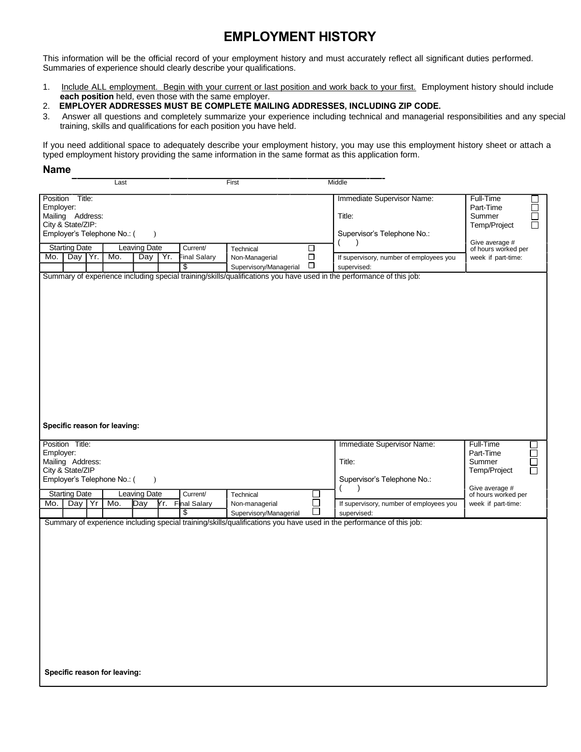# EMPLOYMENT HISTORY

This information will be the official record of your employment history and must accurately reflect all significant duties performed. Summaries of experience should clearly describe your qualifications.

1. Include ALL employment. Begin with your current or last position and work back to your first. Employment history should include **each position** held, even those with the same employer.
2. **EMPLOYER ADDRESSES MUST BE COMPLETE MAILING ADDRESSES, INCLUDING ZIP CODE.**
3. Answer all questions and completely summarize your experience including technical and managerial responsibilities and any special training, skills and qualifications for each position you have held.

If you need additional space to adequately describe your employment history, you may use this employment history sheet or attach a typed employment history providing the same information in the same format as this application form.

**Name** ______________________________________________
Last                    First                    Middle

| Position Title:<br>Employer:<br>Mailing Address:<br>City & State/ZIP:<br>Employer's Telephone No.: ( ) | | | | | | | | Immediate Supervisor Name:<br><br>Title:<br><br>Supervisor's Telephone No.:<br>( ) | Full-Time ☐<br>Part-Time ☐<br>Summer ☐<br>Temp/Project ☐ |
|---|---|---|---|---|---|---|---|---|---|
| Starting Date | | | Leaving Date | | | Current/ Final Salary | Technical ☐<br>Non-Managerial ☐<br>Supervisory/Managerial ☐ | If supervisory, number of employees you supervised: | Give average # of hours worked per week if part-time: |
| Mo. | Day | Yr. | Mo. | Day | Yr. | $ | | | |

Summary of experience including special training/skills/qualifications you have used in the performance of this job:

**Specific reason for leaving:**

| Position Title:<br>Employer:<br>Mailing Address:<br>City & State/ZIP<br>Employer's Telephone No.: ( ) | | | | | | | | Immediate Supervisor Name:<br><br>Title:<br><br>Supervisor's Telephone No.:<br>( ) | Full-Time ☐<br>Part-Time ☐<br>Summer ☐<br>Temp/Project ☐ |
|---|---|---|---|---|---|---|---|---|---|
| Starting Date | | | Leaving Date | | | Current/ Final Salary | Technical ☐<br>Non-managerial ☐<br>Supervisory/Managerial ☐ | If supervisory, number of employees you supervised: | Give average # of hours worked per week if part-time: |
| Mo. | Day | Yr | Mo. | Day | Yr. | $ | | | |

Summary of experience including special training/skills/qualifications you have used in the performance of this job:

**Specific reason for leaving:**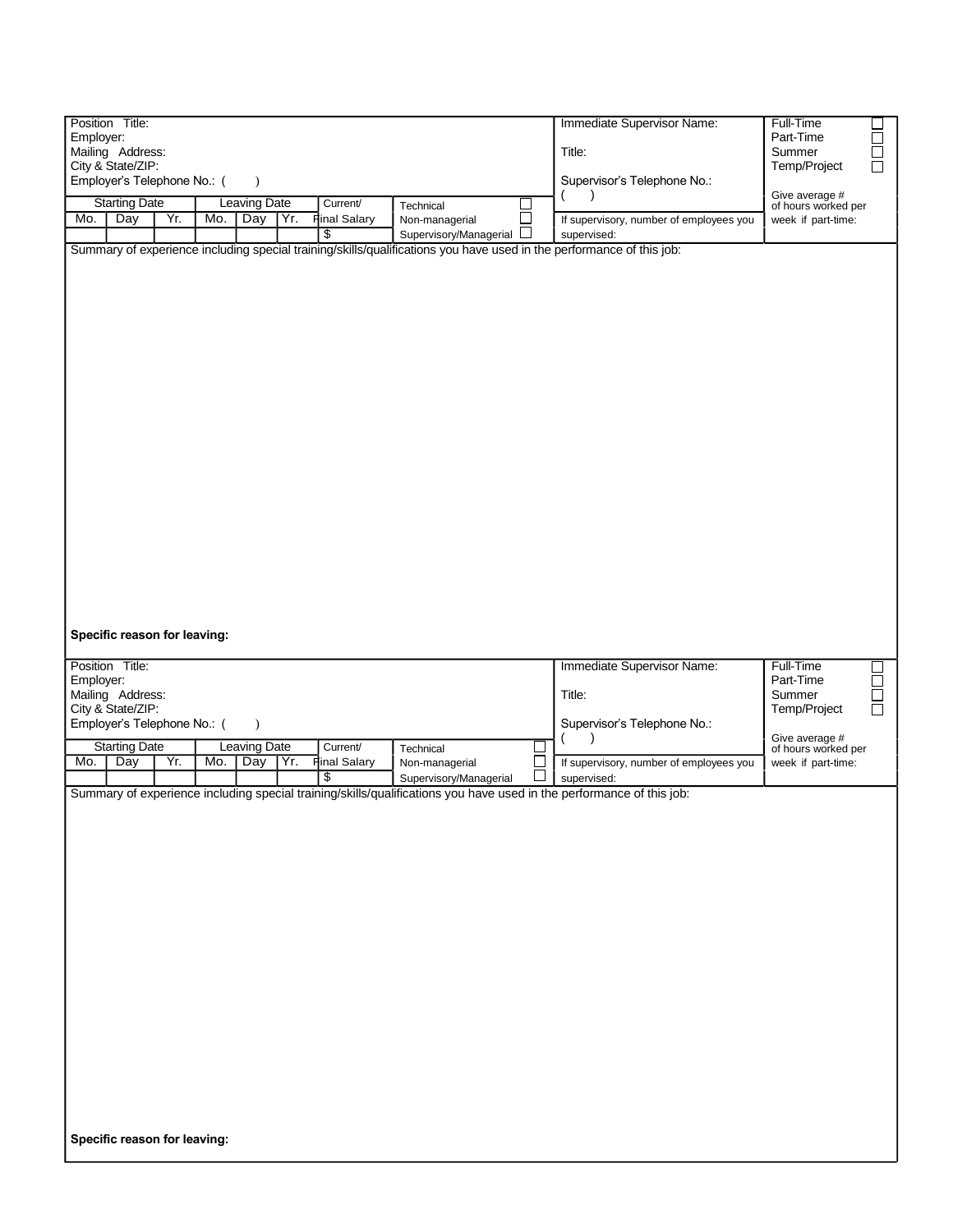| Position Title:<br>Employer:<br>Mailing Address:<br>City & State/ZIP:<br>Employer's Telephone No.: ( ) | | | | | | | | Immediate Supervisor Name:<br><br>Title:<br><br>Supervisor's Telephone No.:<br>( ) | Full-Time ☐<br>Part-Time ☐<br>Summer ☐<br>Temp/Project ☐ |
|---|---|---|---|---|---|---|---|---|---|
| Starting Date | | | Leaving Date | | | Current/ Final Salary | Technical ☐<br>Non-managerial ☐<br>Supervisory/Managerial ☐ | If supervisory, number of employees you supervised: | Give average # of hours worked per week if part-time: |
| Mo. | Day | Yr. | Mo. | Day | Yr. | | | | |
| | | | | | | $ | | | |

Summary of experience including special training/skills/qualifications you have used in the performance of this job:

**Specific reason for leaving:**

| Position Title:<br>Employer:<br>Mailing Address:<br>City & State/ZIP:<br>Employer's Telephone No.: ( ) | | | | | | | | Immediate Supervisor Name:<br><br>Title:<br><br>Supervisor's Telephone No.:<br>( ) | Full-Time ☐<br>Part-Time ☐<br>Summer ☐<br>Temp/Project ☐ |
|---|---|---|---|---|---|---|---|---|---|
| Starting Date | | | Leaving Date | | | Current/ Final Salary | Technical ☐<br>Non-managerial ☐<br>Supervisory/Managerial ☐ | If supervisory, number of employees you supervised: | Give average # of hours worked per week if part-time: |
| Mo. | Day | Yr. | Mo. | Day | Yr. | | | | |
| | | | | | | $ | | | |

Summary of experience including special training/skills/qualifications you have used in the performance of this job:

**Specific reason for leaving:**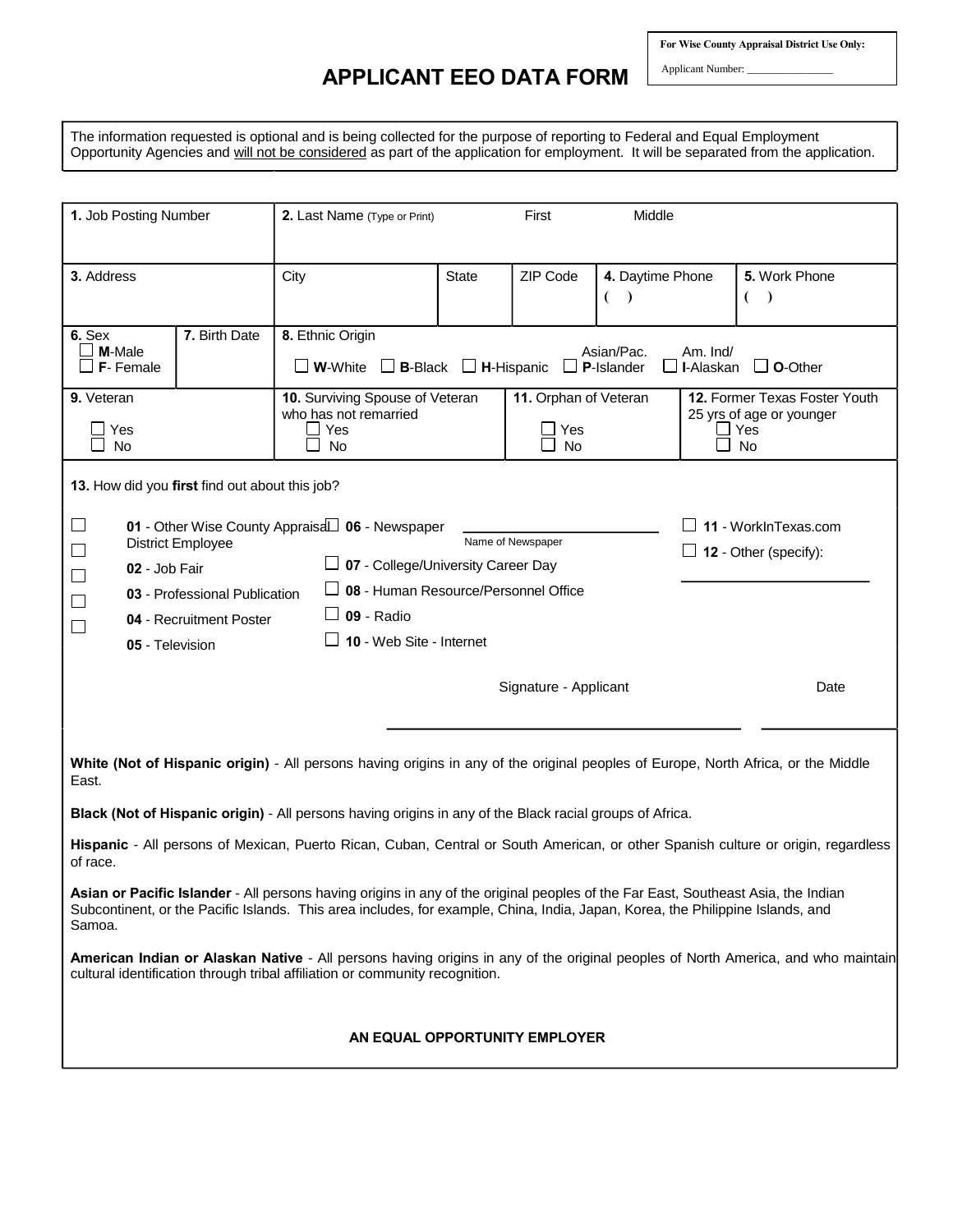For Wise County Appraisal District Use Only:

Applicant Number: _______________

# APPLICANT EEO DATA FORM

The information requested is optional and is being collected for the purpose of reporting to Federal and Equal Employment Opportunity Agencies and will not be considered as part of the application for employment. It will be separated from the application.

| | | | | | | |
|---|---|---|---|---|---|---|
| **1.** Job Posting Number | **2.** Last Name (Type or Print) | First | Middle | | | |
| **3.** Address | City | State | ZIP Code | **4.** Daytime Phone ( ) | **5.** Work Phone ( ) | |
| **6.** Sex ☐ **M**-Male ☐ **F**- Female | **7.** Birth Date | **8.** Ethnic Origin ☐ **W**-White ☐ **B**-Black ☐ **H**-Hispanic ☐ **P**-Asian/Pac. Islander ☐ **I**-Am. Ind/ Alaskan ☐ **O**-Other | | | | |
| **9.** Veteran ☐ Yes ☐ No | **10.** Surviving Spouse of Veteran who has not remarried ☐ Yes ☐ No | **11.** Orphan of Veteran ☐ Yes ☐ No | **12.** Former Texas Foster Youth 25 yrs of age or younger ☐ Yes ☐ No | | | |

**13.** How did you **first** find out about this job?

- ☐ **01** - Other Wise County Appraisal District Employee
- ☐ **02** - Job Fair
- ☐ **03** - Professional Publication
- ☐ **04** - Recruitment Poster
- ☐ **05** - Television
- ☐ **06** - Newspaper ________________ Name of Newspaper
- ☐ **07** - College/University Career Day
- ☐ **08** - Human Resource/Personnel Office
- ☐ **09** - Radio
- ☐ **10** - Web Site - Internet
- ☐ **11** - WorkInTexas.com
- ☐ **12** - Other (specify): ________________

Signature - Applicant ______________________ Date ____________

**White (Not of Hispanic origin)** - All persons having origins in any of the original peoples of Europe, North Africa, or the Middle East.

**Black (Not of Hispanic origin)** - All persons having origins in any of the Black racial groups of Africa.

**Hispanic** - All persons of Mexican, Puerto Rican, Cuban, Central or South American, or other Spanish culture or origin, regardless of race.

**Asian or Pacific Islander** - All persons having origins in any of the original peoples of the Far East, Southeast Asia, the Indian Subcontinent, or the Pacific Islands. This area includes, for example, China, India, Japan, Korea, the Philippine Islands, and Samoa.

**American Indian or Alaskan Native** - All persons having origins in any of the original peoples of North America, and who maintain cultural identification through tribal affiliation or community recognition.

**AN EQUAL OPPORTUNITY EMPLOYER**